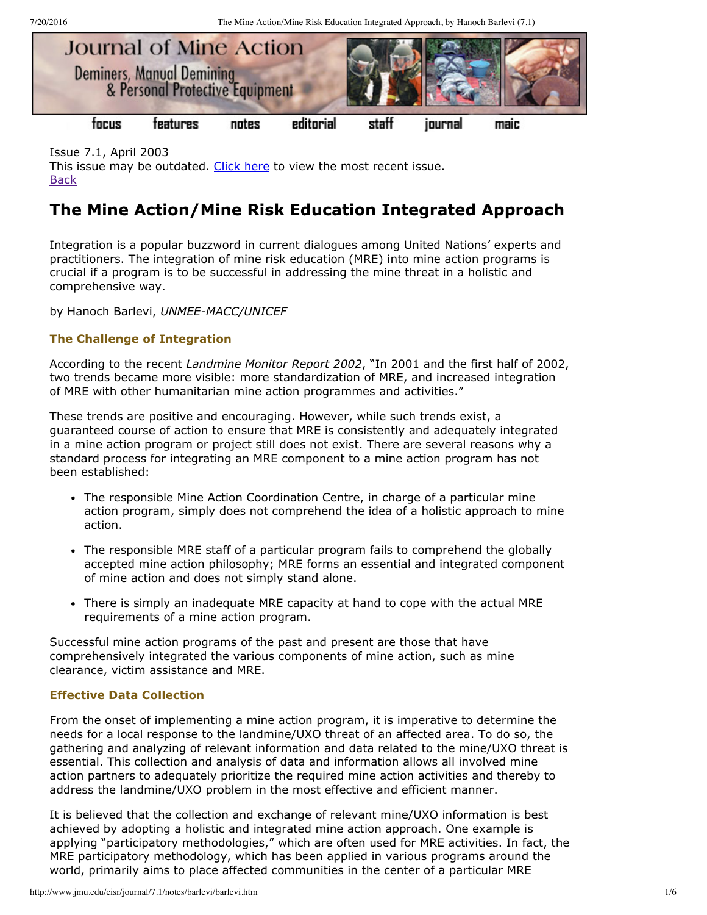Issue 7.1, April 2003
This issue may be outdated. Click here to view the most recent issue.
Back

# The Mine Action/Mine Risk Education Integrated Approach

Integration is a popular buzzword in current dialogues among United Nations' experts and practitioners. The integration of mine risk education (MRE) into mine action programs is crucial if a program is to be successful in addressing the mine threat in a holistic and comprehensive way.

by Hanoch Barlevi, *UNMEE-MACC/UNICEF*

### The Challenge of Integration

According to the recent *Landmine Monitor Report 2002*, "In 2001 and the first half of 2002, two trends became more visible: more standardization of MRE, and increased integration of MRE with other humanitarian mine action programmes and activities."

These trends are positive and encouraging. However, while such trends exist, a guaranteed course of action to ensure that MRE is consistently and adequately integrated in a mine action program or project still does not exist. There are several reasons why a standard process for integrating an MRE component to a mine action program has not been established:

- The responsible Mine Action Coordination Centre, in charge of a particular mine action program, simply does not comprehend the idea of a holistic approach to mine action.
- The responsible MRE staff of a particular program fails to comprehend the globally accepted mine action philosophy; MRE forms an essential and integrated component of mine action and does not simply stand alone.
- There is simply an inadequate MRE capacity at hand to cope with the actual MRE requirements of a mine action program.

Successful mine action programs of the past and present are those that have comprehensively integrated the various components of mine action, such as mine clearance, victim assistance and MRE.

### Effective Data Collection

From the onset of implementing a mine action program, it is imperative to determine the needs for a local response to the landmine/UXO threat of an affected area. To do so, the gathering and analyzing of relevant information and data related to the mine/UXO threat is essential. This collection and analysis of data and information allows all involved mine action partners to adequately prioritize the required mine action activities and thereby to address the landmine/UXO problem in the most effective and efficient manner.

It is believed that the collection and exchange of relevant mine/UXO information is best achieved by adopting a holistic and integrated mine action approach. One example is applying "participatory methodologies," which are often used for MRE activities. In fact, the MRE participatory methodology, which has been applied in various programs around the world, primarily aims to place affected communities in the center of a particular MRE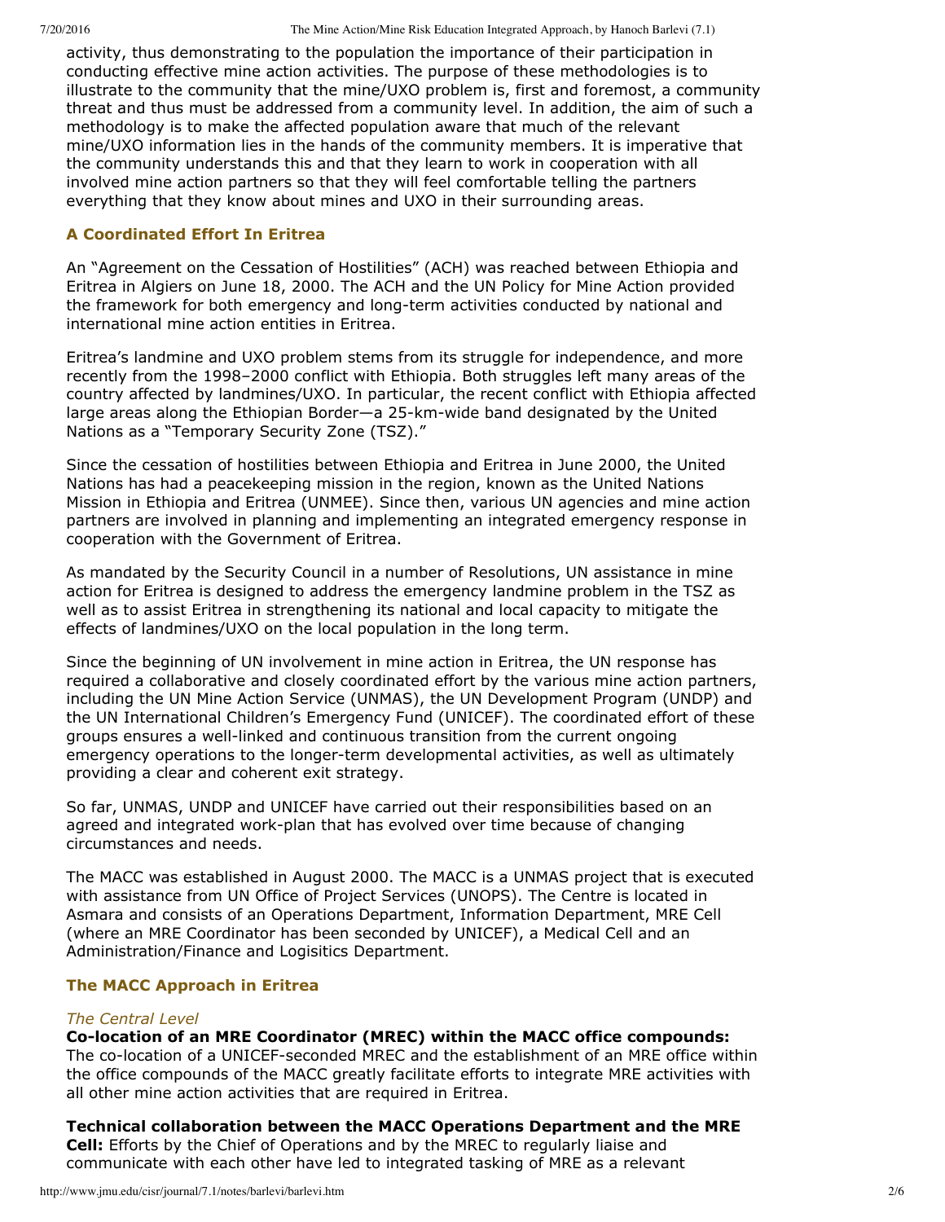activity, thus demonstrating to the population the importance of their participation in conducting effective mine action activities. The purpose of these methodologies is to illustrate to the community that the mine/UXO problem is, first and foremost, a community threat and thus must be addressed from a community level. In addition, the aim of such a methodology is to make the affected population aware that much of the relevant mine/UXO information lies in the hands of the community members. It is imperative that the community understands this and that they learn to work in cooperation with all involved mine action partners so that they will feel comfortable telling the partners everything that they know about mines and UXO in their surrounding areas.

### A Coordinated Effort In Eritrea

An "Agreement on the Cessation of Hostilities" (ACH) was reached between Ethiopia and Eritrea in Algiers on June 18, 2000. The ACH and the UN Policy for Mine Action provided the framework for both emergency and long-term activities conducted by national and international mine action entities in Eritrea.

Eritrea's landmine and UXO problem stems from its struggle for independence, and more recently from the 1998–2000 conflict with Ethiopia. Both struggles left many areas of the country affected by landmines/UXO. In particular, the recent conflict with Ethiopia affected large areas along the Ethiopian Border—a 25-km-wide band designated by the United Nations as a "Temporary Security Zone (TSZ)."

Since the cessation of hostilities between Ethiopia and Eritrea in June 2000, the United Nations has had a peacekeeping mission in the region, known as the United Nations Mission in Ethiopia and Eritrea (UNMEE). Since then, various UN agencies and mine action partners are involved in planning and implementing an integrated emergency response in cooperation with the Government of Eritrea.

As mandated by the Security Council in a number of Resolutions, UN assistance in mine action for Eritrea is designed to address the emergency landmine problem in the TSZ as well as to assist Eritrea in strengthening its national and local capacity to mitigate the effects of landmines/UXO on the local population in the long term.

Since the beginning of UN involvement in mine action in Eritrea, the UN response has required a collaborative and closely coordinated effort by the various mine action partners, including the UN Mine Action Service (UNMAS), the UN Development Program (UNDP) and the UN International Children's Emergency Fund (UNICEF). The coordinated effort of these groups ensures a well-linked and continuous transition from the current ongoing emergency operations to the longer-term developmental activities, as well as ultimately providing a clear and coherent exit strategy.

So far, UNMAS, UNDP and UNICEF have carried out their responsibilities based on an agreed and integrated work-plan that has evolved over time because of changing circumstances and needs.

The MACC was established in August 2000. The MACC is a UNMAS project that is executed with assistance from UN Office of Project Services (UNOPS). The Centre is located in Asmara and consists of an Operations Department, Information Department, MRE Cell (where an MRE Coordinator has been seconded by UNICEF), a Medical Cell and an Administration/Finance and Logisitics Department.

### The MACC Approach in Eritrea

#### *The Central Level*

**Co-location of an MRE Coordinator (MREC) within the MACC office compounds:** The co-location of a UNICEF-seconded MREC and the establishment of an MRE office within the office compounds of the MACC greatly facilitate efforts to integrate MRE activities with all other mine action activities that are required in Eritrea.

**Technical collaboration between the MACC Operations Department and the MRE Cell:** Efforts by the Chief of Operations and by the MREC to regularly liaise and communicate with each other have led to integrated tasking of MRE as a relevant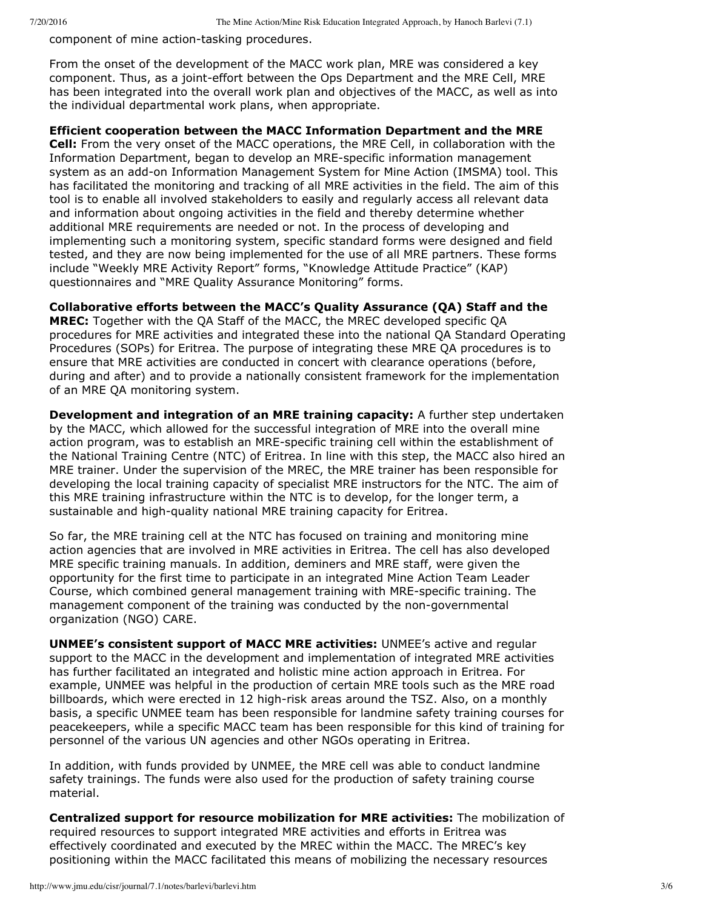component of mine action-tasking procedures.

From the onset of the development of the MACC work plan, MRE was considered a key component. Thus, as a joint-effort between the Ops Department and the MRE Cell, MRE has been integrated into the overall work plan and objectives of the MACC, as well as into the individual departmental work plans, when appropriate.

**Efficient cooperation between the MACC Information Department and the MRE Cell:** From the very onset of the MACC operations, the MRE Cell, in collaboration with the Information Department, began to develop an MRE-specific information management system as an add-on Information Management System for Mine Action (IMSMA) tool. This has facilitated the monitoring and tracking of all MRE activities in the field. The aim of this tool is to enable all involved stakeholders to easily and regularly access all relevant data and information about ongoing activities in the field and thereby determine whether additional MRE requirements are needed or not. In the process of developing and implementing such a monitoring system, specific standard forms were designed and field tested, and they are now being implemented for the use of all MRE partners. These forms include "Weekly MRE Activity Report" forms, "Knowledge Attitude Practice" (KAP) questionnaires and "MRE Quality Assurance Monitoring" forms.

**Collaborative efforts between the MACC's Quality Assurance (QA) Staff and the MREC:** Together with the QA Staff of the MACC, the MREC developed specific QA procedures for MRE activities and integrated these into the national QA Standard Operating Procedures (SOPs) for Eritrea. The purpose of integrating these MRE QA procedures is to ensure that MRE activities are conducted in concert with clearance operations (before, during and after) and to provide a nationally consistent framework for the implementation of an MRE QA monitoring system.

**Development and integration of an MRE training capacity:** A further step undertaken by the MACC, which allowed for the successful integration of MRE into the overall mine action program, was to establish an MRE-specific training cell within the establishment of the National Training Centre (NTC) of Eritrea. In line with this step, the MACC also hired an MRE trainer. Under the supervision of the MREC, the MRE trainer has been responsible for developing the local training capacity of specialist MRE instructors for the NTC. The aim of this MRE training infrastructure within the NTC is to develop, for the longer term, a sustainable and high-quality national MRE training capacity for Eritrea.

So far, the MRE training cell at the NTC has focused on training and monitoring mine action agencies that are involved in MRE activities in Eritrea. The cell has also developed MRE specific training manuals. In addition, deminers and MRE staff, were given the opportunity for the first time to participate in an integrated Mine Action Team Leader Course, which combined general management training with MRE-specific training. The management component of the training was conducted by the non-governmental organization (NGO) CARE.

**UNMEE's consistent support of MACC MRE activities:** UNMEE's active and regular support to the MACC in the development and implementation of integrated MRE activities has further facilitated an integrated and holistic mine action approach in Eritrea. For example, UNMEE was helpful in the production of certain MRE tools such as the MRE road billboards, which were erected in 12 high-risk areas around the TSZ. Also, on a monthly basis, a specific UNMEE team has been responsible for landmine safety training courses for peacekeepers, while a specific MACC team has been responsible for this kind of training for personnel of the various UN agencies and other NGOs operating in Eritrea.

In addition, with funds provided by UNMEE, the MRE cell was able to conduct landmine safety trainings. The funds were also used for the production of safety training course material.

**Centralized support for resource mobilization for MRE activities:** The mobilization of required resources to support integrated MRE activities and efforts in Eritrea was effectively coordinated and executed by the MREC within the MACC. The MREC's key positioning within the MACC facilitated this means of mobilizing the necessary resources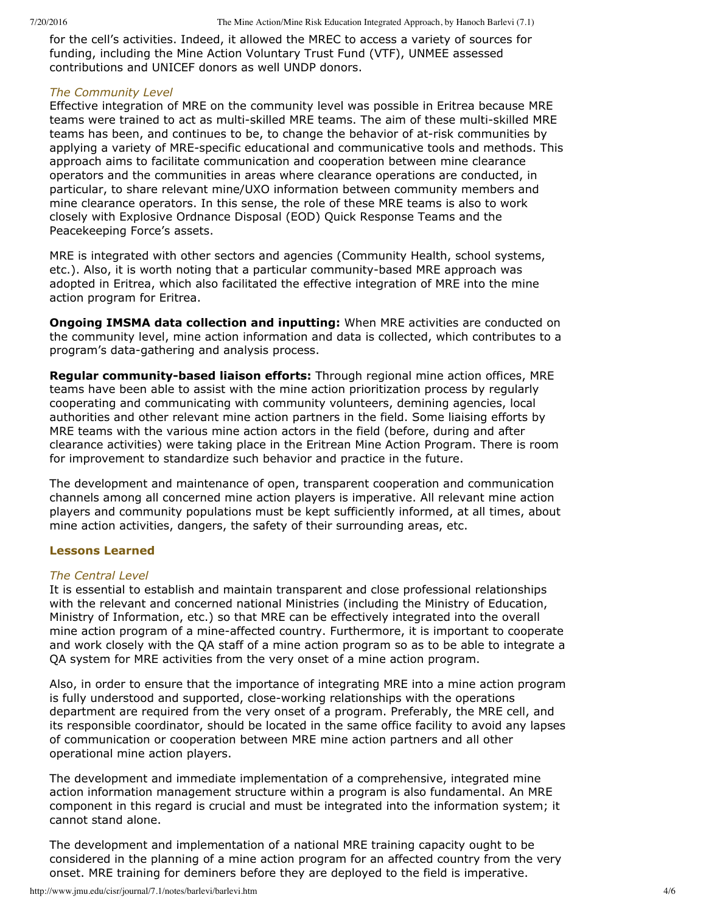for the cell's activities. Indeed, it allowed the MREC to access a variety of sources for funding, including the Mine Action Voluntary Trust Fund (VTF), UNMEE assessed contributions and UNICEF donors as well UNDP donors.

*The Community Level*

Effective integration of MRE on the community level was possible in Eritrea because MRE teams were trained to act as multi-skilled MRE teams. The aim of these multi-skilled MRE teams has been, and continues to be, to change the behavior of at-risk communities by applying a variety of MRE-specific educational and communicative tools and methods. This approach aims to facilitate communication and cooperation between mine clearance operators and the communities in areas where clearance operations are conducted, in particular, to share relevant mine/UXO information between community members and mine clearance operators. In this sense, the role of these MRE teams is also to work closely with Explosive Ordnance Disposal (EOD) Quick Response Teams and the Peacekeeping Force's assets.

MRE is integrated with other sectors and agencies (Community Health, school systems, etc.). Also, it is worth noting that a particular community-based MRE approach was adopted in Eritrea, which also facilitated the effective integration of MRE into the mine action program for Eritrea.

**Ongoing IMSMA data collection and inputting:** When MRE activities are conducted on the community level, mine action information and data is collected, which contributes to a program's data-gathering and analysis process.

**Regular community-based liaison efforts:** Through regional mine action offices, MRE teams have been able to assist with the mine action prioritization process by regularly cooperating and communicating with community volunteers, demining agencies, local authorities and other relevant mine action partners in the field. Some liaising efforts by MRE teams with the various mine action actors in the field (before, during and after clearance activities) were taking place in the Eritrean Mine Action Program. There is room for improvement to standardize such behavior and practice in the future.

The development and maintenance of open, transparent cooperation and communication channels among all concerned mine action players is imperative. All relevant mine action players and community populations must be kept sufficiently informed, at all times, about mine action activities, dangers, the safety of their surrounding areas, etc.

### Lessons Learned

*The Central Level*

It is essential to establish and maintain transparent and close professional relationships with the relevant and concerned national Ministries (including the Ministry of Education, Ministry of Information, etc.) so that MRE can be effectively integrated into the overall mine action program of a mine-affected country. Furthermore, it is important to cooperate and work closely with the QA staff of a mine action program so as to be able to integrate a QA system for MRE activities from the very onset of a mine action program.

Also, in order to ensure that the importance of integrating MRE into a mine action program is fully understood and supported, close-working relationships with the operations department are required from the very onset of a program. Preferably, the MRE cell, and its responsible coordinator, should be located in the same office facility to avoid any lapses of communication or cooperation between MRE mine action partners and all other operational mine action players.

The development and immediate implementation of a comprehensive, integrated mine action information management structure within a program is also fundamental. An MRE component in this regard is crucial and must be integrated into the information system; it cannot stand alone.

The development and implementation of a national MRE training capacity ought to be considered in the planning of a mine action program for an affected country from the very onset. MRE training for deminers before they are deployed to the field is imperative.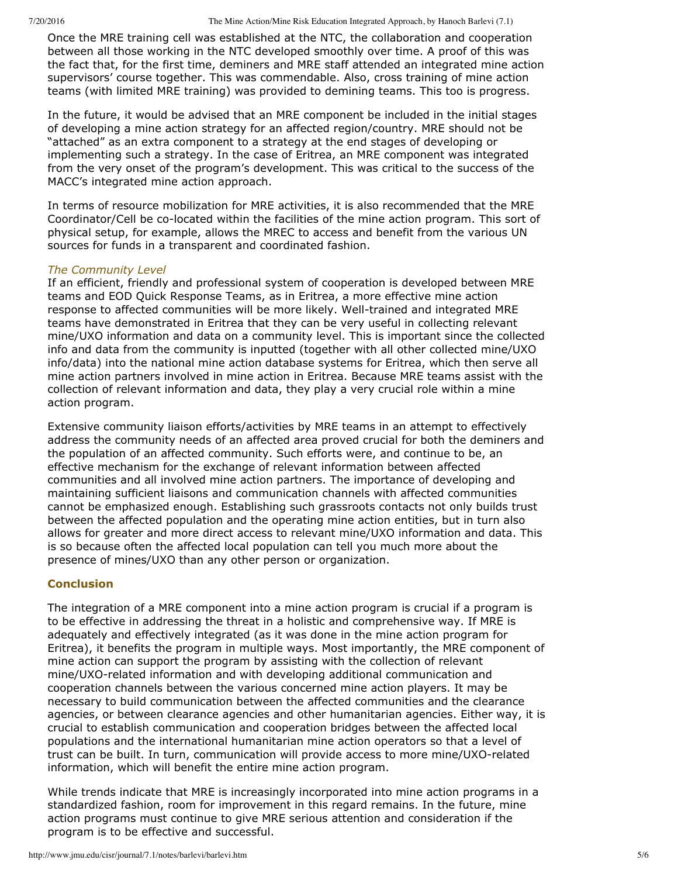Once the MRE training cell was established at the NTC, the collaboration and cooperation between all those working in the NTC developed smoothly over time. A proof of this was the fact that, for the first time, deminers and MRE staff attended an integrated mine action supervisors' course together. This was commendable. Also, cross training of mine action teams (with limited MRE training) was provided to demining teams. This too is progress.

In the future, it would be advised that an MRE component be included in the initial stages of developing a mine action strategy for an affected region/country. MRE should not be "attached" as an extra component to a strategy at the end stages of developing or implementing such a strategy. In the case of Eritrea, an MRE component was integrated from the very onset of the program's development. This was critical to the success of the MACC's integrated mine action approach.

In terms of resource mobilization for MRE activities, it is also recommended that the MRE Coordinator/Cell be co-located within the facilities of the mine action program. This sort of physical setup, for example, allows the MREC to access and benefit from the various UN sources for funds in a transparent and coordinated fashion.

### *The Community Level*

If an efficient, friendly and professional system of cooperation is developed between MRE teams and EOD Quick Response Teams, as in Eritrea, a more effective mine action response to affected communities will be more likely. Well-trained and integrated MRE teams have demonstrated in Eritrea that they can be very useful in collecting relevant mine/UXO information and data on a community level. This is important since the collected info and data from the community is inputted (together with all other collected mine/UXO info/data) into the national mine action database systems for Eritrea, which then serve all mine action partners involved in mine action in Eritrea. Because MRE teams assist with the collection of relevant information and data, they play a very crucial role within a mine action program.

Extensive community liaison efforts/activities by MRE teams in an attempt to effectively address the community needs of an affected area proved crucial for both the deminers and the population of an affected community. Such efforts were, and continue to be, an effective mechanism for the exchange of relevant information between affected communities and all involved mine action partners. The importance of developing and maintaining sufficient liaisons and communication channels with affected communities cannot be emphasized enough. Establishing such grassroots contacts not only builds trust between the affected population and the operating mine action entities, but in turn also allows for greater and more direct access to relevant mine/UXO information and data. This is so because often the affected local population can tell you much more about the presence of mines/UXO than any other person or organization.

## Conclusion

The integration of a MRE component into a mine action program is crucial if a program is to be effective in addressing the threat in a holistic and comprehensive way. If MRE is adequately and effectively integrated (as it was done in the mine action program for Eritrea), it benefits the program in multiple ways. Most importantly, the MRE component of mine action can support the program by assisting with the collection of relevant mine/UXO-related information and with developing additional communication and cooperation channels between the various concerned mine action players. It may be necessary to build communication between the affected communities and the clearance agencies, or between clearance agencies and other humanitarian agencies. Either way, it is crucial to establish communication and cooperation bridges between the affected local populations and the international humanitarian mine action operators so that a level of trust can be built. In turn, communication will provide access to more mine/UXO-related information, which will benefit the entire mine action program.

While trends indicate that MRE is increasingly incorporated into mine action programs in a standardized fashion, room for improvement in this regard remains. In the future, mine action programs must continue to give MRE serious attention and consideration if the program is to be effective and successful.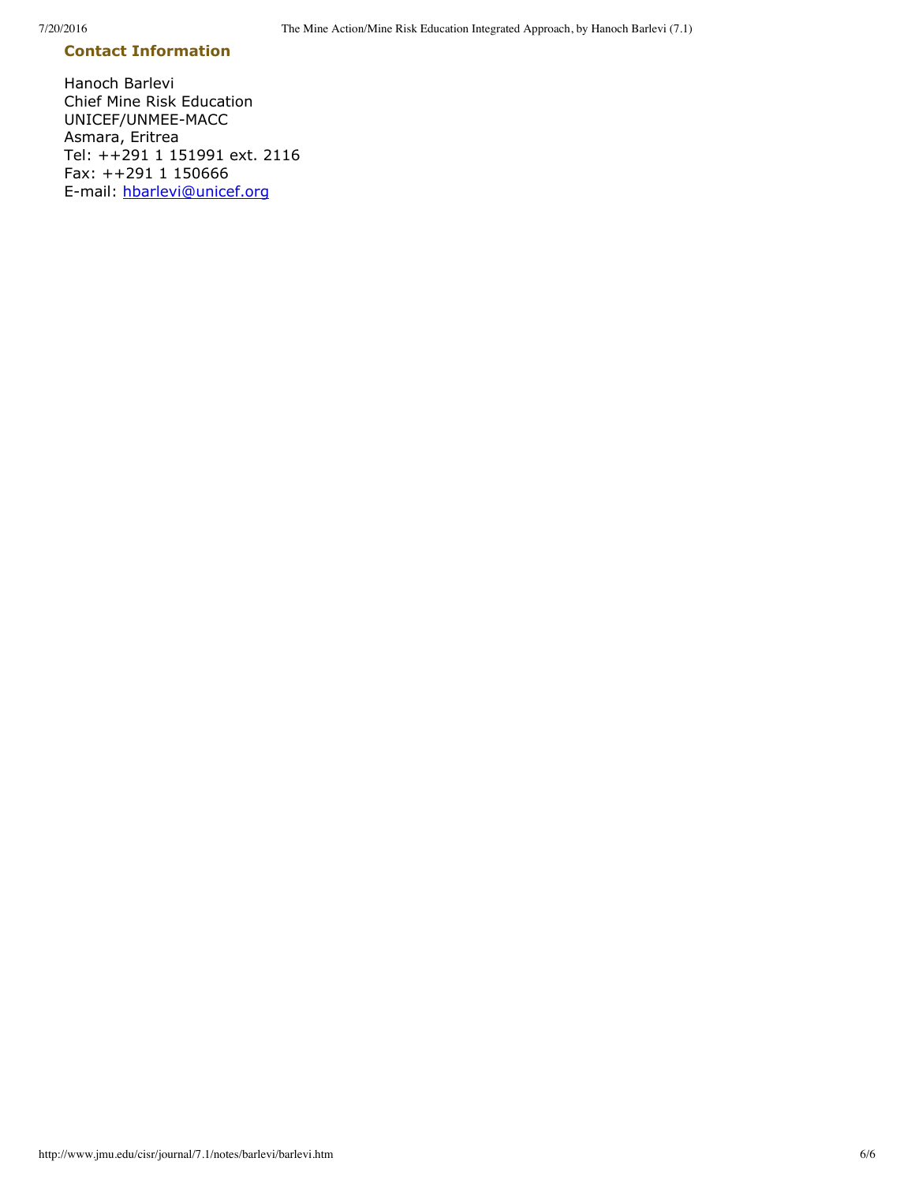### Contact Information

Hanoch Barlevi
Chief Mine Risk Education
UNICEF/UNMEE-MACC
Asmara, Eritrea
Tel: ++291 1 151991 ext. 2116
Fax: ++291 1 150666
E-mail: hbarlevi@unicef.org